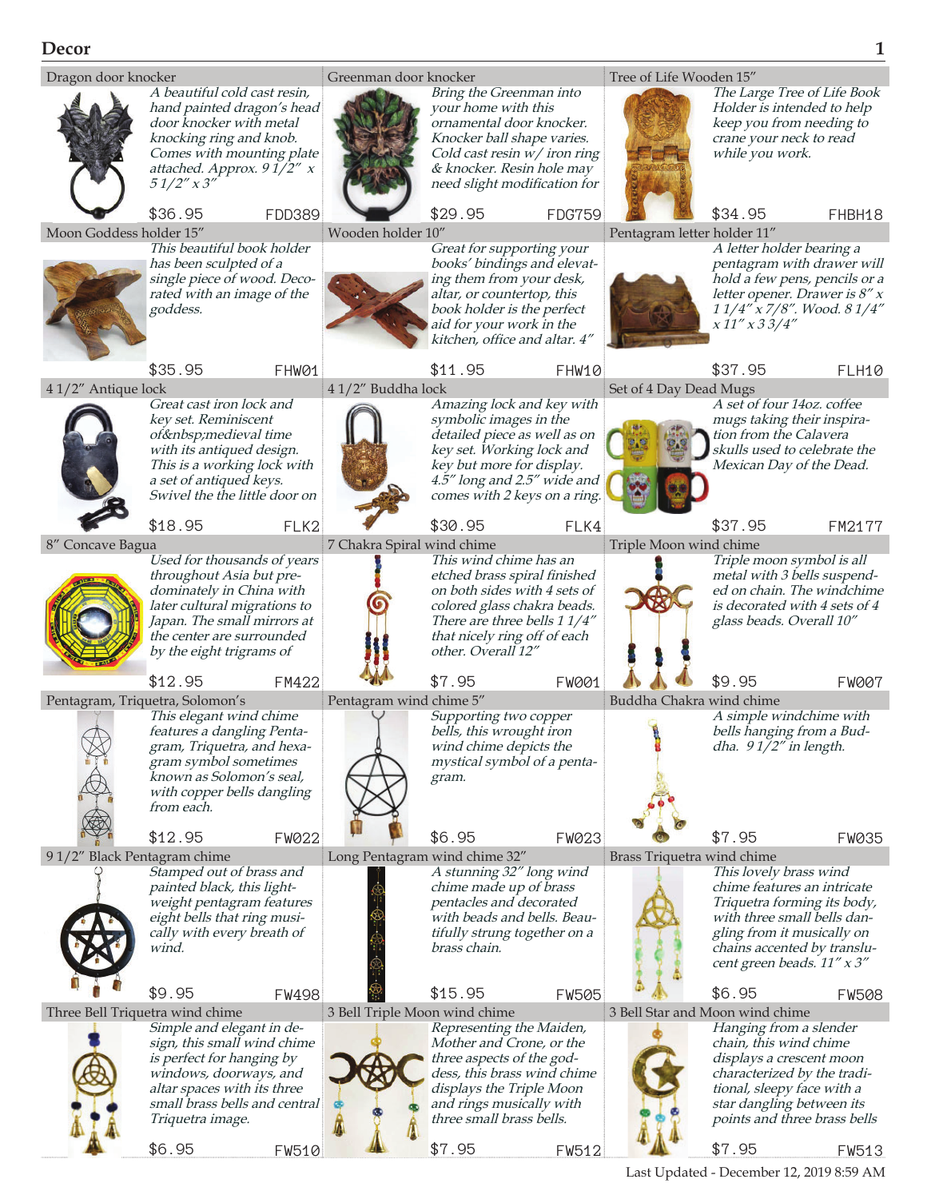# Decor

### Dragon door knocker

*A beautiful cold cast resin, hand painted dragon's head door knocker with metal knocking ring and knob. Comes with mounting plate attached. Approx. 9 1/2" x 5 1/2" x 3"*

$36.95 FDD389

### Greenman door knocker

*Bring the Greenman into your home with this ornamental door knocker. Knocker ball shape varies. Cold cast resin w/ iron ring & knocker. Resin hole may need slight modification for*

$29.95 FDG759

### Tree of Life Wooden 15"

*The Large Tree of Life Book Holder is intended to help keep you from needing to crane your neck to read while you work.*

$34.95 FHBH18

### Moon Goddess holder 15"

*This beautiful book holder has been sculpted of a single piece of wood. Decorated with an image of the goddess.*

$35.95 FHW01

### Wooden holder 10"

*Great for supporting your books' bindings and elevating them from your desk, altar, or countertop, this book holder is the perfect aid for your work in the kitchen, office and altar. 4"*

$11.95 FHW10

### Pentagram letter holder 11"

*A letter holder bearing a pentagram with drawer will hold a few pens, pencils or a letter opener. Drawer is 8" x 1 1/4" x 7/8". Wood. 8 1/4" x 11" x 3 3/4"*

$37.95 FLH10

### 4 1/2" Antique lock

*Great cast iron lock and key set. Reminiscent of&nbsp;medieval time with its antiqued design. This is a working lock with a set of antiqued keys. Swivel the the little door on*

$18.95 FLK2

### 4 1/2" Buddha lock

*Amazing lock and key with symbolic images in the detailed piece as well as on key set. Working lock and key but more for display. 4.5" long and 2.5" wide and comes with 2 keys on a ring.*

$30.95 FLK4

### Set of 4 Day Dead Mugs

*A set of four 14oz. coffee mugs taking their inspiration from the Calavera skulls used to celebrate the Mexican Day of the Dead.*

$37.95 FM2177

### 8" Concave Bagua

*Used for thousands of years throughout Asia but predominately in China with later cultural migrations to Japan. The small mirrors at the center are surrounded by the eight trigrams of*

$12.95 FM422

### 7 Chakra Spiral wind chime

*This wind chime has an etched brass spiral finished on both sides with 4 sets of colored glass chakra beads. There are three bells 1 1/4" that nicely ring off of each other. Overall 12"*

$7.95 FW001

### Triple Moon wind chime

*Triple moon symbol is all metal with 3 bells suspended on chain. The windchime is decorated with 4 sets of 4 glass beads. Overall 10"*

$9.95 FW007

### Pentagram, Triquetra, Solomon's

*This elegant wind chime features a dangling Pentagram, Triquetra, and hexagram symbol sometimes known as Solomon's seal, with copper bells dangling from each.*

$12.95 FW022

### Pentagram wind chime 5"

*Supporting two copper bells, this wrought iron wind chime depicts the mystical symbol of a pentagram.*

$6.95 FW023

### Buddha Chakra wind chime

*A simple windchime with bells hanging from a Buddha. 9 1/2" in length.*

$7.95 FW035

### 9 1/2" Black Pentagram chime

*Stamped out of brass and painted black, this lightweight pentagram features eight bells that ring musically with every breath of wind.*

$9.95 FW498

### Long Pentagram wind chime 32"

*A stunning 32" long wind chime made up of brass pentacles and decorated with beads and bells. Beautifully strung together on a brass chain.*

$15.95 FW505

### Brass Triquetra wind chime

*This lovely brass wind chime features an intricate Triquetra forming its body, with three small bells dangling from it musically on chains accented by translucent green beads. 11" x 3"*

$6.95 FW508

### Three Bell Triquetra wind chime

*Simple and elegant in design, this small wind chime is perfect for hanging by windows, doorways, and altar spaces with its three small brass bells and central Triquetra image.*

$6.95 FW510

### 3 Bell Triple Moon wind chime

*Representing the Maiden, Mother and Crone, or the three aspects of the goddess, this brass wind chime displays the Triple Moon and rings musically with three small brass bells.*

$7.95 FW512

### 3 Bell Star and Moon wind chime

*Hanging from a slender chain, this wind chime displays a crescent moon characterized by the traditional, sleepy face with a star dangling between its points and three brass bells*

$7.95 FW513

Last Updated - December 12, 2019 8:59 AM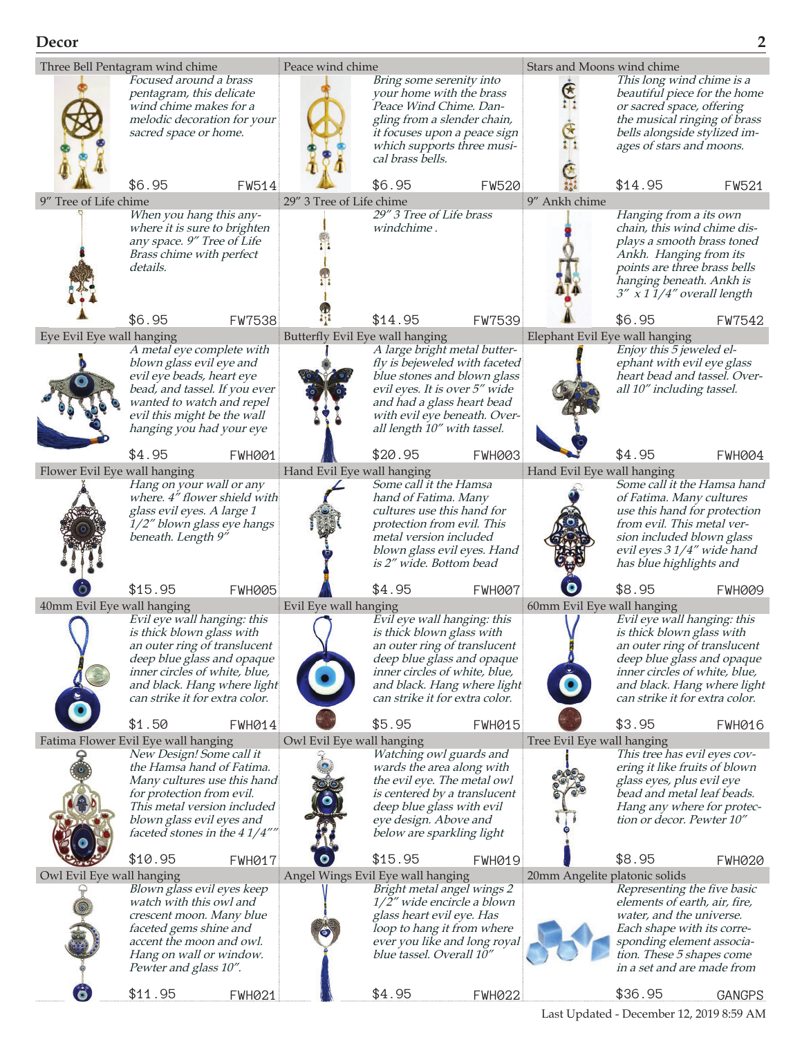## Decor

### Three Bell Pentagram wind chime

*Focused around a brass pentagram, this delicate wind chime makes for a melodic decoration for your sacred space or home.*

$6.95 FW514

### Peace wind chime

*Bring some serenity into your home with the brass Peace Wind Chime. Dangling from a slender chain, it focuses upon a peace sign which supports three musical brass bells.*

$6.95 FW520

### Stars and Moons wind chime

*This long wind chime is a beautiful piece for the home or sacred space, offering the musical ringing of brass bells alongside stylized images of stars and moons.*

$14.95 FW521

### 9" Tree of Life chime

*When you hang this anywhere it is sure to brighten any space. 9" Tree of Life Brass chime with perfect details.*

$6.95 FW7538

### 29" 3 Tree of Life chime

*29" 3 Tree of Life brass windchime .*

$14.95 FW7539

### 9" Ankh chime

*Hanging from a its own chain, this wind chime displays a smooth brass toned Ankh. Hanging from its points are three brass bells hanging beneath. Ankh is 3" x 1 1/4" overall length*

$6.95 FW7542

### Eye Evil Eye wall hanging

*A metal eye complete with blown glass evil eye and evil eye beads, heart eye bead, and tassel. If you ever wanted to watch and repel evil this might be the wall hanging you had your eye*

$4.95 FWH001

### Butterfly Evil Eye wall hanging

*A large bright metal butterfly is bejeweled with faceted blue stones and blown glass evil eyes. It is over 5" wide and had a glass heart bead with evil eye beneath. Overall length 10" with tassel.*

$20.95 FWH003

### Elephant Evil Eye wall hanging

*Enjoy this 5 jeweled elephant with evil eye glass heart bead and tassel. Overall 10" including tassel.*

$4.95 FWH004

### Flower Evil Eye wall hanging

*Hang on your wall or any where. 4" flower shield with glass evil eyes. A large 1 1/2" blown glass eye hangs beneath. Length 9"*

$15.95 FWH005

### Hand Evil Eye wall hanging

*Some call it the Hamsa hand of Fatima. Many cultures use this hand for protection from evil. This metal version included blown glass evil eyes. Hand is 2" wide. Bottom bead*

$4.95 FWH007

### Hand Evil Eye wall hanging

*Some call it the Hamsa hand of Fatima. Many cultures use this hand for protection from evil. This metal version included blown glass evil eyes 3 1/4" wide hand has blue highlights and*

$8.95 FWH009

### 40mm Evil Eye wall hanging

*Evil eye wall hanging: this is thick blown glass with an outer ring of translucent deep blue glass and opaque inner circles of white, blue, and black. Hang where light can strike it for extra color.*

$1.50 FWH014

### Evil Eye wall hanging

*Evil eye wall hanging: this is thick blown glass with an outer ring of translucent deep blue glass and opaque inner circles of white, blue, and black. Hang where light can strike it for extra color.*

$5.95 FWH015

### 60mm Evil Eye wall hanging

*Evil eye wall hanging: this is thick blown glass with an outer ring of translucent deep blue glass and opaque inner circles of white, blue, and black. Hang where light can strike it for extra color.*

$3.95 FWH016

### Fatima Flower Evil Eye wall hanging

*New Design! Some call it the Hamsa hand of Fatima. Many cultures use this hand for protection from evil. This metal version included blown glass evil eyes and faceted stones in the 4 1/4""*

$10.95 FWH017

### Owl Evil Eye wall hanging

*Watching owl guards and wards the area along with the evil eye. The metal owl is centered by a translucent deep blue glass with evil eye design. Above and below are sparkling light*

$15.95 FWH019

### Tree Evil Eye wall hanging

*This tree has evil eyes covering it like fruits of blown glass eyes, plus evil eye bead and metal leaf beads. Hang any where for protection or decor. Pewter 10"*

$8.95 FWH020

### Owl Evil Eye wall hanging

*Blown glass evil eyes keep watch with this owl and crescent moon. Many blue faceted gems shine and accent the moon and owl. Hang on wall or window. Pewter and glass 10".*

$11.95 FWH021

### Angel Wings Evil Eye wall hanging

*Bright metal angel wings 2 1/2" wide encircle a blown glass heart evil eye. Has loop to hang it from where ever you like and long royal blue tassel. Overall 10"*

$4.95 FWH022

### 20mm Angelite platonic solids

*Representing the five basic elements of earth, air, fire, water, and the universe. Each shape with its corresponding element association. These 5 shapes come in a set and are made from*

$36.95 GANGPS

Last Updated - December 12, 2019 8:59 AM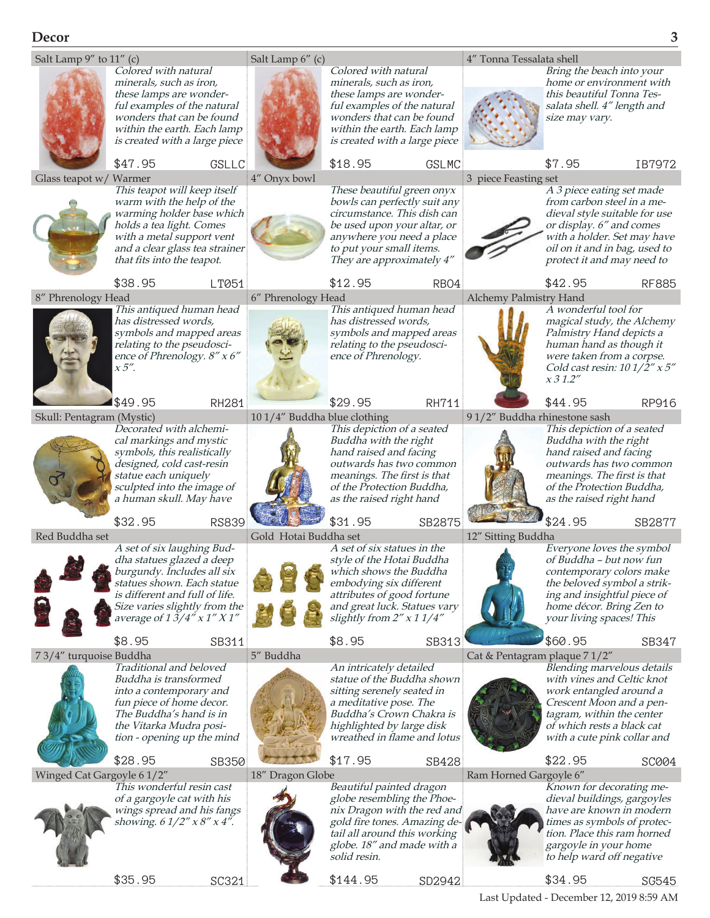## Decor

### Salt Lamp 9″ to 11″ (c)

*Colored with natural minerals, such as iron, these lamps are wonderful examples of the natural wonders that can be found within the earth. Each lamp is created with a large piece*

$47.95 GSLLC

### Salt Lamp 6″ (c)

*Colored with natural minerals, such as iron, these lamps are wonderful examples of the natural wonders that can be found within the earth. Each lamp is created with a large piece*

$18.95 GSLMC

### 4″ Tonna Tessalata shell

*Bring the beach into your home or environment with this beautiful Tonna Tessalata shell. 4″ length and size may vary.*

$7.95 IB7972

### Glass teapot w/ Warmer

*This teapot will keep itself warm with the help of the warming holder base which holds a tea light. Comes with a metal support vent and a clear glass tea strainer that fits into the teapot.*

$38.95 LT051

### 4″ Onyx bowl

*These beautiful green onyx bowls can perfectly suit any circumstance. This dish can be used upon your altar, or anywhere you need a place to put your small items. They are approximately 4″*

$12.95 RB04

### 3 piece Feasting set

*A 3 piece eating set made from carbon steel in a medieval style suitable for use or display. 6″ and comes with a holder. Set may have oil on it and in bag, used to protect it and may need to*

$42.95 RF885

### 8″ Phrenology Head

*This antiqued human head has distressed words, symbols and mapped areas relating to the pseudoscience of Phrenology. 8″ x 6″ x 5″.*

$49.95 RH281

### 6″ Phrenology Head

*This antiqued human head has distressed words, symbols and mapped areas relating to the pseudoscience of Phrenology.*

$29.95 RH711

### Alchemy Palmistry Hand

*A wonderful tool for magical study, the Alchemy Palmistry Hand depicts a human hand as though it were taken from a corpse. Cold cast resin: 10 1/2″ x 5″ x 3 1.2″*

$44.95 RP916

### Skull: Pentagram (Mystic)

*Decorated with alchemical markings and mystic symbols, this realistically designed, cold cast-resin statue each uniquely sculpted into the image of a human skull. May have*

$32.95 RS839

### 10 1/4″ Buddha blue clothing

*This depiction of a seated Buddha with the right hand raised and facing outwards has two common meanings. The first is that of the Protection Buddha, as the raised right hand*

$31.95 SB2875

### 9 1/2″ Buddha rhinestone sash

*This depiction of a seated Buddha with the right hand raised and facing outwards has two common meanings. The first is that of the Protection Buddha, as the raised right hand*

$24.95 SB2877

### Red Buddha set

*A set of six laughing Buddha statues glazed a deep burgundy. Includes all six statues shown. Each statue is different and full of life. Size varies slightly from the average of 1 3/4″ x 1″ X 1″*

$8.95 SB311

### Gold Hotai Buddha set

*A set of six statues in the style of the Hotai Buddha which shows the Buddha embodying six different attributes of good fortune and great luck. Statues vary slightly from 2″ x 1 1/4″*

$8.95 SB313

### 12″ Sitting Buddha

*Everyone loves the symbol of Buddha – but now fun contemporary colors make the beloved symbol a striking and insightful piece of home décor. Bring Zen to your living spaces! This*

$60.95 SB347

### 7 3/4″ turquoise Buddha

*Traditional and beloved Buddha is transformed into a contemporary and fun piece of home decor. The Buddha's hand is in the Vitarka Mudra position - opening up the mind*

$28.95 SB350

### 5″ Buddha

*An intricately detailed statue of the Buddha shown sitting serenely seated in a meditative pose. The Buddha's Crown Chakra is highlighted by large disk wreathed in flame and lotus*

$17.95 SB428

### Cat & Pentagram plaque 7 1/2″

*Blending marvelous details with vines and Celtic knot work entangled around a Crescent Moon and a pentagram, within the center of which rests a black cat with a cute pink collar and*

$22.95 SC004

### Winged Cat Gargoyle 6 1/2″

*This wonderful resin cast of a gargoyle cat with his wings spread and his fangs showing. 6 1/2″ x 8″ x 4″.*

$35.95 SC321

### 18″ Dragon Globe

*Beautiful painted dragon globe resembling the Phoenix Dragon with the red and gold fire tones. Amazing detail all around this working globe. 18″ and made with a solid resin.*

$144.95 SD2942

### Ram Horned Gargoyle 6″

*Known for decorating medieval buildings, gargoyles have are known in modern times as symbols of protection. Place this ram horned gargoyle in your home to help ward off negative*

$34.95 SG545

Last Updated - December 12, 2019 8:59 AM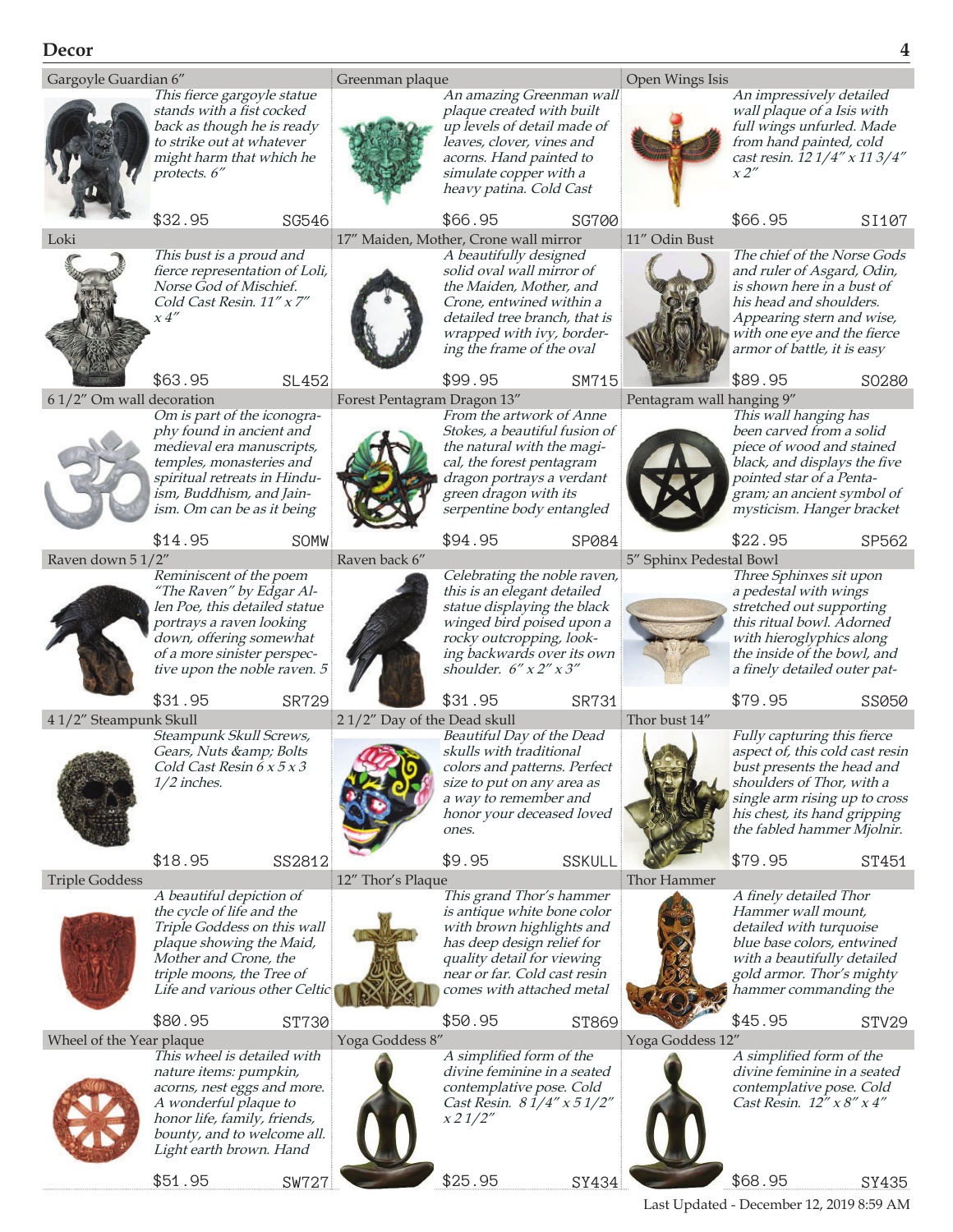## Decor

### Gargoyle Guardian 6"
*This fierce gargoyle statue stands with a fist cocked back as though he is ready to strike out at whatever might harm that which he protects. 6"*

$32.95 SG546

### Greenman plaque
*An amazing Greenman wall plaque created with built up levels of detail made of leaves, clover, vines and acorns. Hand painted to simulate copper with a heavy patina. Cold Cast*

$66.95 SG700

### Open Wings Isis
*An impressively detailed wall plaque of a Isis with full wings unfurled. Made from hand painted, cold cast resin. 12 1/4" x 11 3/4" x 2"*

$66.95 SI107

### Loki
*This bust is a proud and fierce representation of Loli, Norse God of Mischief. Cold Cast Resin. 11" x 7" x 4"*

$63.95 SL452

### 17" Maiden, Mother, Crone wall mirror
*A beautifully designed solid oval wall mirror of the Maiden, Mother, and Crone, entwined within a detailed tree branch, that is wrapped with ivy, bordering the frame of the oval*

$99.95 SM715

### 11" Odin Bust
*The chief of the Norse Gods and ruler of Asgard, Odin, is shown here in a bust of his head and shoulders. Appearing stern and wise, with one eye and the fierce armor of battle, it is easy*

$89.95 SO280

### 6 1/2" Om wall decoration
*Om is part of the iconography found in ancient and medieval era manuscripts, temples, monasteries and spiritual retreats in Hinduism, Buddhism, and Jainism. Om can be as it being*

$14.95 SOMW

### Forest Pentagram Dragon 13"
*From the artwork of Anne Stokes, a beautiful fusion of the natural with the magical, the forest pentagram dragon portrays a verdant green dragon with its serpentine body entangled*

$94.95 SP084

### Pentagram wall hanging 9"
*This wall hanging has been carved from a solid piece of wood and stained black, and displays the five pointed star of a Pentagram; an ancient symbol of mysticism. Hanger bracket*

$22.95 SP562

### Raven down 5 1/2"
*Reminiscent of the poem "The Raven" by Edgar Allen Poe, this detailed statue portrays a raven looking down, offering somewhat of a more sinister perspective upon the noble raven. 5*

$31.95 SR729

### Raven back 6"
*Celebrating the noble raven, this is an elegant detailed statue displaying the black winged bird poised upon a rocky outcropping, looking backwards over its own shoulder. 6" x 2" x 3"*

$31.95 SR731

### 5" Sphinx Pedestal Bowl
*Three Sphinxes sit upon a pedestal with wings stretched out supporting this ritual bowl. Adorned with hieroglyphics along the inside of the bowl, and a finely detailed outer pat-*

$79.95 SS050

### 4 1/2" Steampunk Skull
*Steampunk Skull Screws, Gears, Nuts &amp; Bolts Cold Cast Resin 6 x 5 x 3 1/2 inches.*

$18.95 SS2812

### 2 1/2" Day of the Dead skull
*Beautiful Day of the Dead skulls with traditional colors and patterns. Perfect size to put on any area as a way to remember and honor your deceased loved ones.*

$9.95 SSKULL

### Thor bust 14"
*Fully capturing this fierce aspect of, this cold cast resin bust presents the head and shoulders of Thor, with a single arm rising up to cross his chest, its hand gripping the fabled hammer Mjolnir.*

$79.95 ST451

### Triple Goddess
*A beautiful depiction of the cycle of life and the Triple Goddess on this wall plaque showing the Maid, Mother and Crone, the triple moons, the Tree of Life and various other Celtic*

$80.95 ST730

### 12" Thor's Plaque
*This grand Thor's hammer is antique white bone color with brown highlights and has deep design relief for quality detail for viewing near or far. Cold cast resin comes with attached metal*

$50.95 ST869

### Thor Hammer
*A finely detailed Thor Hammer wall mount, detailed with turquoise blue base colors, entwined with a beautifully detailed gold armor. Thor's mighty hammer commanding the*

$45.95 STV29

### Wheel of the Year plaque
*This wheel is detailed with nature items: pumpkin, acorns, nest eggs and more. A wonderful plaque to honor life, family, friends, bounty, and to welcome all. Light earth brown. Hand*

$51.95 SW727

### Yoga Goddess 8"
*A simplified form of the divine feminine in a seated contemplative pose. Cold Cast Resin. 8 1/4" x 5 1/2" x 2 1/2"*

$25.95 SY434

### Yoga Goddess 12"
*A simplified form of the divine feminine in a seated contemplative pose. Cold Cast Resin. 12" x 8" x 4"*

$68.95 SY435

Last Updated - December 12, 2019 8:59 AM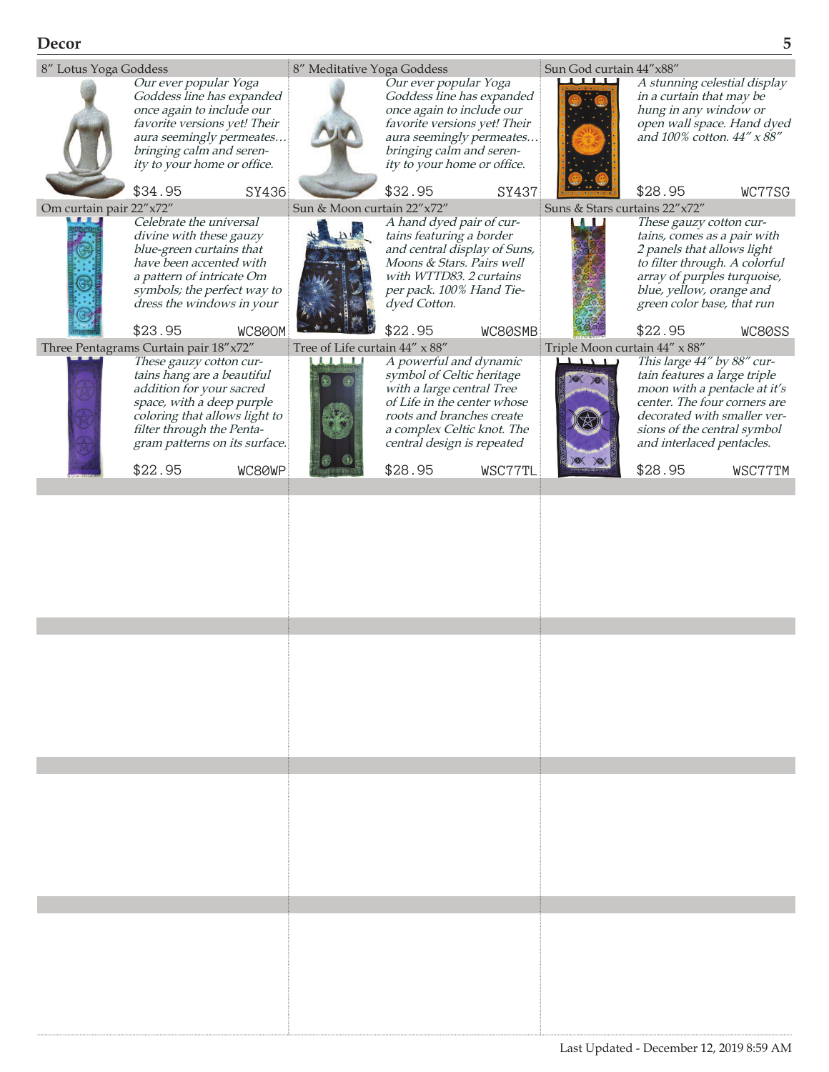# Decor

### 8" Lotus Yoga Goddess

*Our ever popular Yoga Goddess line has expanded once again to include our favorite versions yet! Their aura seemingly permeates… bringing calm and serenity to your home or office.*

$34.95 SY436

### 8" Meditative Yoga Goddess

*Our ever popular Yoga Goddess line has expanded once again to include our favorite versions yet! Their aura seemingly permeates… bringing calm and serenity to your home or office.*

$32.95 SY437

### Sun God curtain 44"x88"

*A stunning celestial display in a curtain that may be hung in any window or open wall space. Hand dyed and 100% cotton. 44" x 88"*

$28.95 WC77SG

### Om curtain pair 22"x72"

*Celebrate the universal divine with these gauzy blue-green curtains that have been accented with a pattern of intricate Om symbols; the perfect way to dress the windows in your*

$23.95 WC80OM

### Sun & Moon curtain 22"x72"

*A hand dyed pair of curtains featuring a border and central display of Suns, Moons & Stars. Pairs well with WTTD83. 2 curtains per pack. 100% Hand Tie-dyed Cotton.*

$22.95 WC80SMB

### Suns & Stars curtains 22"x72"

*These gauzy cotton curtains, comes as a pair with 2 panels that allows light to filter through. A colorful array of purples turquoise, blue, yellow, orange and green color base, that run*

$22.95 WC80SS

### Three Pentagrams Curtain pair 18"x72"

*These gauzy cotton curtains hang are a beautiful addition for your sacred space, with a deep purple coloring that allows light to filter through the Pentagram patterns on its surface.*

$22.95 WC80WP

### Tree of Life curtain 44" x 88"

*A powerful and dynamic symbol of Celtic heritage with a large central Tree of Life in the center whose roots and branches create a complex Celtic knot. The central design is repeated*

$28.95 WSC77TL

### Triple Moon curtain 44" x 88"

*This large 44" by 88" curtain features a large triple moon with a pentacle at it's center. The four corners are decorated with smaller versions of the central symbol and interlaced pentacles.*

$28.95 WSC77TM

Last Updated - December 12, 2019 8:59 AM